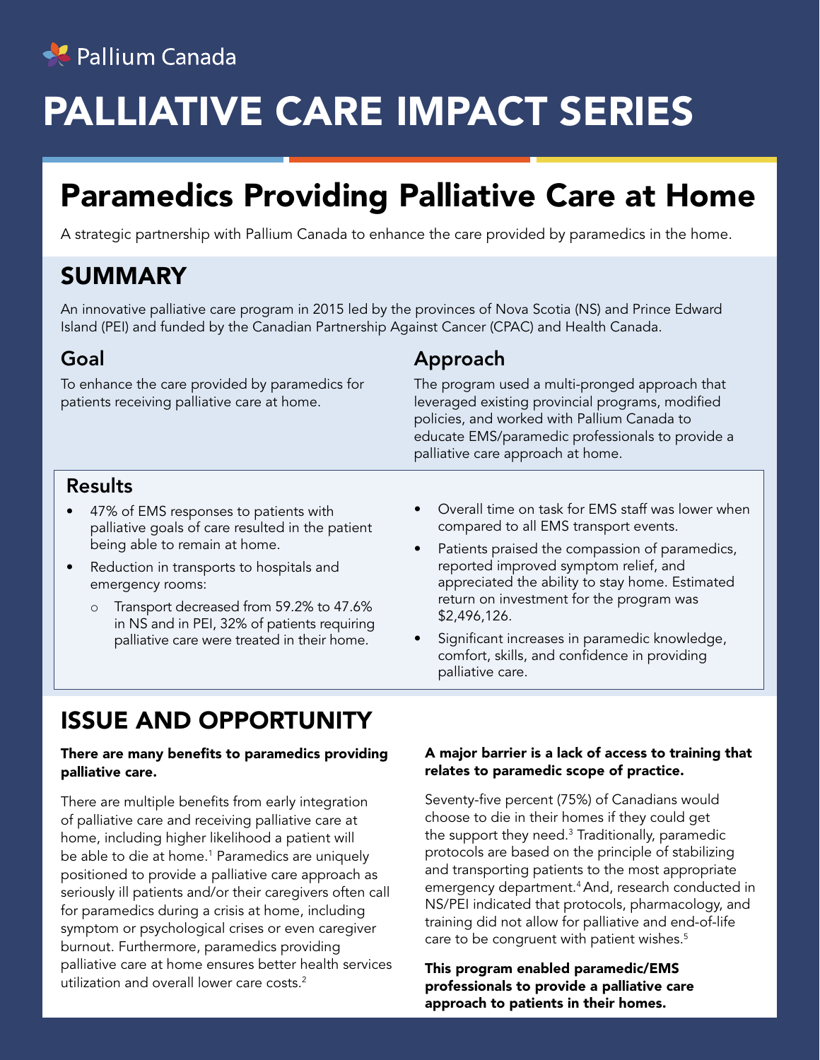Pallium Canada

# PALLIATIVE CARE IMPACT SERIES

## Paramedics Providing Palliative Care at Home

A strategic partnership with Pallium Canada to enhance the care provided by paramedics in the home.

## SUMMARY

An innovative palliative care program in 2015 led by the provinces of Nova Scotia (NS) and Prince Edward Island (PEI) and funded by the Canadian Partnership Against Cancer (CPAC) and Health Canada.

### Goal

To enhance the care provided by paramedics for patients receiving palliative care at home.

### Approach

The program used a multi-pronged approach that leveraged existing provincial programs, modified policies, and worked with Pallium Canada to educate EMS/paramedic professionals to provide a palliative care approach at home.

### Results

- 47% of EMS responses to patients with palliative goals of care resulted in the patient being able to remain at home.
- Reduction in transports to hospitals and emergency rooms:
  - Transport decreased from 59.2% to 47.6% in NS and in PEI, 32% of patients requiring palliative care were treated in their home.
- Overall time on task for EMS staff was lower when compared to all EMS transport events.
- Patients praised the compassion of paramedics, reported improved symptom relief, and appreciated the ability to stay home. Estimated return on investment for the program was $2,496,126.
- Significant increases in paramedic knowledge, comfort, skills, and confidence in providing palliative care.

## ISSUE AND OPPORTUNITY

**There are many benefits to paramedics providing palliative care.**

There are multiple benefits from early integration of palliative care and receiving palliative care at home, including higher likelihood a patient will be able to die at home.[1] Paramedics are uniquely positioned to provide a palliative care approach as seriously ill patients and/or their caregivers often call for paramedics during a crisis at home, including symptom or psychological crises or even caregiver burnout. Furthermore, paramedics providing palliative care at home ensures better health services utilization and overall lower care costs.[2]

**A major barrier is a lack of access to training that relates to paramedic scope of practice.**

Seventy-five percent (75%) of Canadians would choose to die in their homes if they could get the support they need.[3] Traditionally, paramedic protocols are based on the principle of stabilizing and transporting patients to the most appropriate emergency department.[4] And, research conducted in NS/PEI indicated that protocols, pharmacology, and training did not allow for palliative and end-of-life care to be congruent with patient wishes.[5]

**This program enabled paramedic/EMS professionals to provide a palliative care approach to patients in their homes.**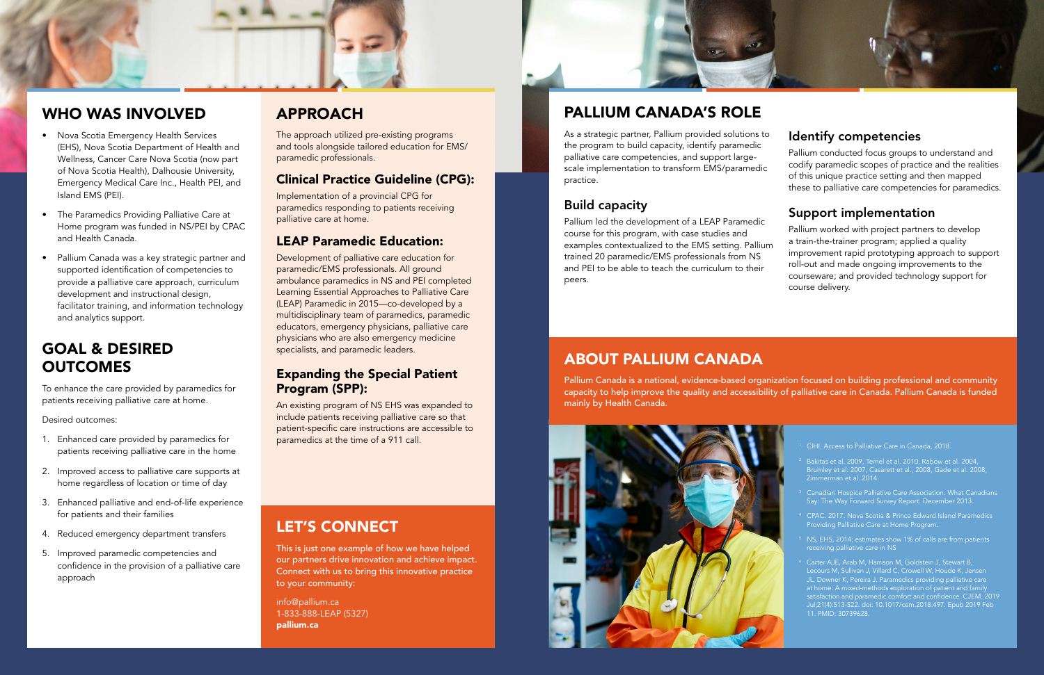## WHO WAS INVOLVED

- Nova Scotia Emergency Health Services (EHS), Nova Scotia Department of Health and Wellness, Cancer Care Nova Scotia (now part of Nova Scotia Health), Dalhousie University, Emergency Medical Care Inc., Health PEI, and Island EMS (PEI).
- The Paramedics Providing Palliative Care at Home program was funded in NS/PEI by CPAC and Health Canada.
- Pallium Canada was a key strategic partner and supported identification of competencies to provide a palliative care approach, curriculum development and instructional design, facilitator training, and information technology and analytics support.

## GOAL & DESIRED OUTCOMES

To enhance the care provided by paramedics for patients receiving palliative care at home.

Desired outcomes:

1. Enhanced care provided by paramedics for patients receiving palliative care in the home
2. Improved access to palliative care supports at home regardless of location or time of day
3. Enhanced palliative and end-of-life experience for patients and their families
4. Reduced emergency department transfers
5. Improved paramedic competencies and confidence in the provision of a palliative care approach

## APPROACH

The approach utilized pre-existing programs and tools alongside tailored education for EMS/paramedic professionals.

### Clinical Practice Guideline (CPG):

Implementation of a provincial CPG for paramedics responding to patients receiving palliative care at home.

### LEAP Paramedic Education:

Development of palliative care education for paramedic/EMS professionals. All ground ambulance paramedics in NS and PEI completed Learning Essential Approaches to Palliative Care (LEAP) Paramedic in 2015—co-developed by a multidisciplinary team of paramedics, paramedic educators, emergency physicians, palliative care physicians who are also emergency medicine specialists, and paramedic leaders.

### Expanding the Special Patient Program (SPP):

An existing program of NS EHS was expanded to include patients receiving palliative care so that patient-specific care instructions are accessible to paramedics at the time of a 911 call.

## LET'S CONNECT

This is just one example of how we have helped our partners drive innovation and achieve impact. Connect with us to bring this innovative practice to your community:

info@pallium.ca
1-833-888-LEAP (5327)
**pallium.ca**

## PALLIUM CANADA'S ROLE

As a strategic partner, Pallium provided solutions to the program to build capacity, identify paramedic palliative care competencies, and support large-scale implementation to transform EMS/paramedic practice.

### Build capacity

Pallium led the development of a LEAP Paramedic course for this program, with case studies and examples contextualized to the EMS setting. Pallium trained 20 paramedic/EMS professionals from NS and PEI to be able to teach the curriculum to their peers.

### Identify competencies

Pallium conducted focus groups to understand and codify paramedic scopes of practice and the realities of this unique practice setting and then mapped these to palliative care competencies for paramedics.

### Support implementation

Pallium worked with project partners to develop a train-the-trainer program; applied a quality improvement rapid prototyping approach to support roll-out and made ongoing improvements to the courseware; and provided technology support for course delivery.

## ABOUT PALLIUM CANADA

Pallium Canada is a national, evidence-based organization focused on building professional and community capacity to help improve the quality and accessibility of palliative care in Canada. Pallium Canada is funded mainly by Health Canada.

[1] CIHI, Access to Palliative Care in Canada, 2018

[2] Bakitas et al. 2009, Temel et al. 2010, Rabow et al. 2004, Brumley et al. 2007, Casarett et al., 2008, Gade et al. 2008, Zimmerman et al. 2014

[3] Canadian Hospice Palliative Care Association. What Canadians Say: The Way Forward Survey Report. December 2013.

[4] CPAC. 2017. Nova Scotia & Prince Edward Island Paramedics Providing Palliative Care at Home Program.

[5] NS, EHS, 2014; estimates show 1% of calls are from patients receiving palliative care in NS

[6] Carter AJE, Arab M, Harrison M, Goldstein J, Stewart B, Lecours M, Sullivan J, Villard C, Crowell W, Houde K, Jensen JL, Downer K, Pereira J. Paramedics providing palliative care at home: A mixed-methods exploration of patient and family satisfaction and paramedic comfort and confidence. CJEM. 2019 Jul;21(4):513-522. doi: 10.1017/cem.2018.497. Epub 2019 Feb 11. PMID: 30739628.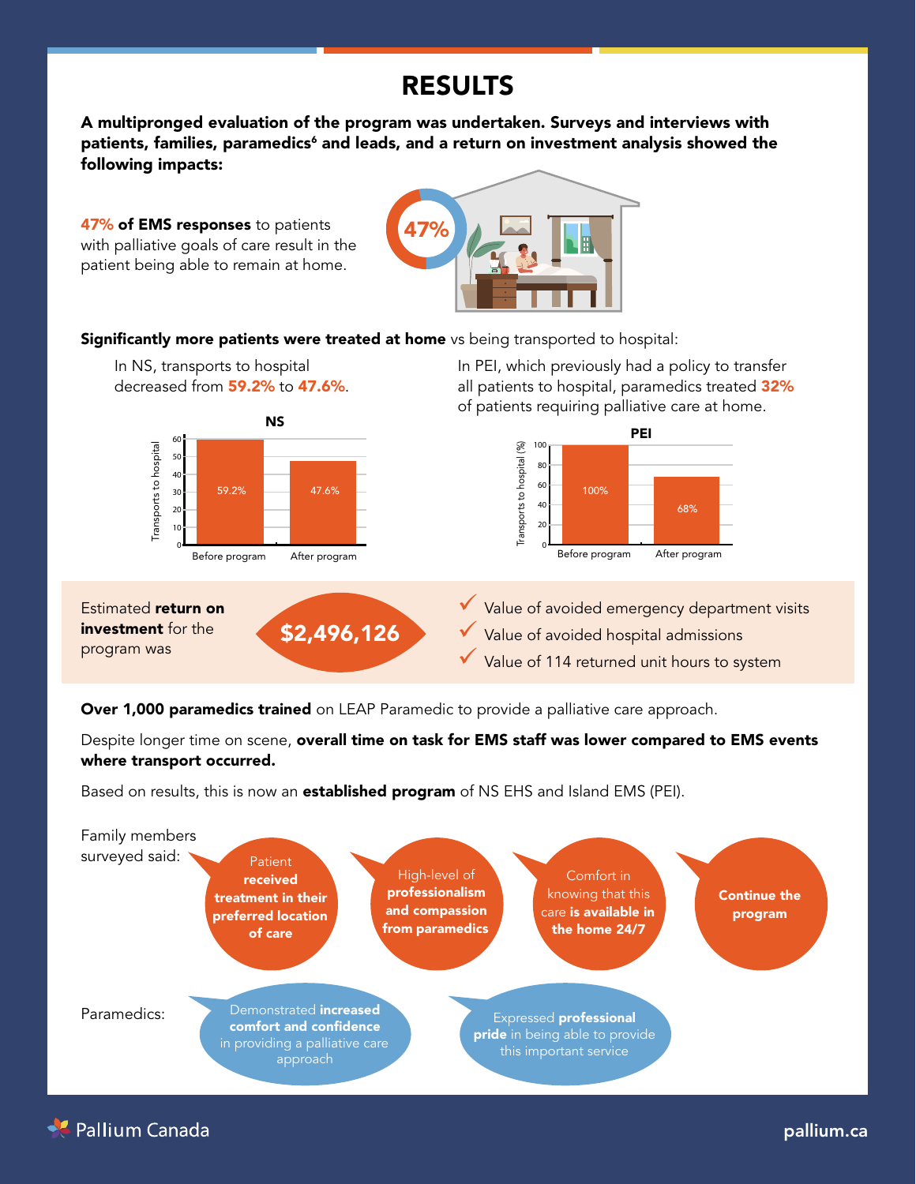# RESULTS

**A multipronged evaluation of the program was undertaken. Surveys and interviews with patients, families, paramedics[6] and leads, and a return on investment analysis showed the following impacts:**

**47% of EMS responses** to patients with palliative goals of care result in the patient being able to remain at home.

47%

**Significantly more patients were treated at home** vs being transported to hospital:

In NS, transports to hospital decreased from **59.2%** to **47.6%**.

NS

Transports to hospital

0
10
20
30
40
50
60

59.2%
47.6%

Before program
After program

In PEI, which previously had a policy to transfer all patients to hospital, paramedics treated **32%** of patients requiring palliative care at home.

PEI

Transports to hospital (%)

0
20
40
60
80
100

100%
68%

Before program
After program

Estimated **return on investment** for the program was

**$2,496,126**

- ✓ Value of avoided emergency department visits
- ✓ Value of avoided hospital admissions
- ✓ Value of 114 returned unit hours to system

**Over 1,000 paramedics trained** on LEAP Paramedic to provide a palliative care approach.

Despite longer time on scene, **overall time on task for EMS staff was lower compared to EMS events where transport occurred.**

Based on results, this is now an **established program** of NS EHS and Island EMS (PEI).

Family members surveyed said:

- Patient **received treatment in their preferred location of care**
- High-level of **professionalism and compassion from paramedics**
- Comfort in knowing that this care **is available in the home 24/7**
- **Continue the program**

Paramedics:

- Demonstrated **increased comfort and confidence** in providing a palliative care approach
- Expressed **professional pride** in being able to provide this important service